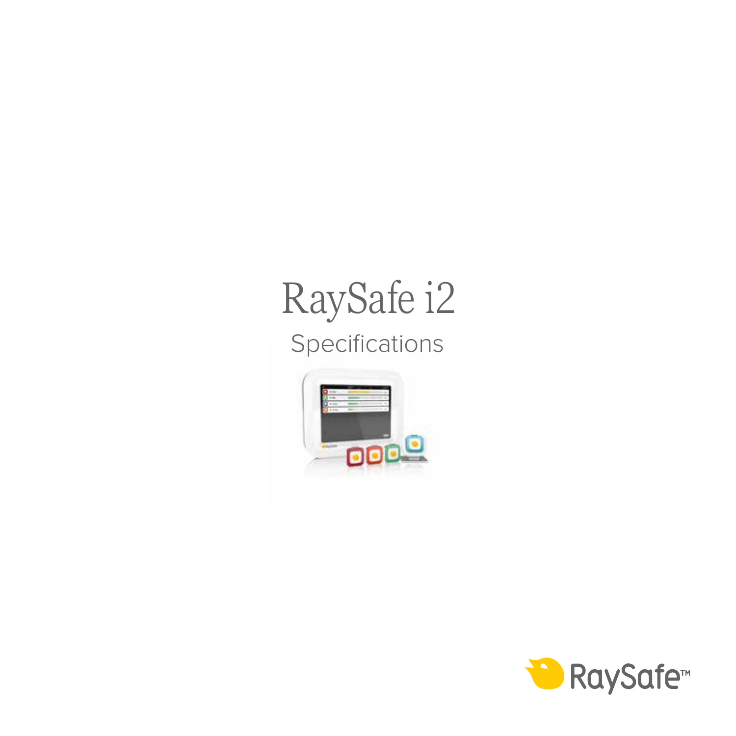# RaySafe i2

## Specifications

RaySafe™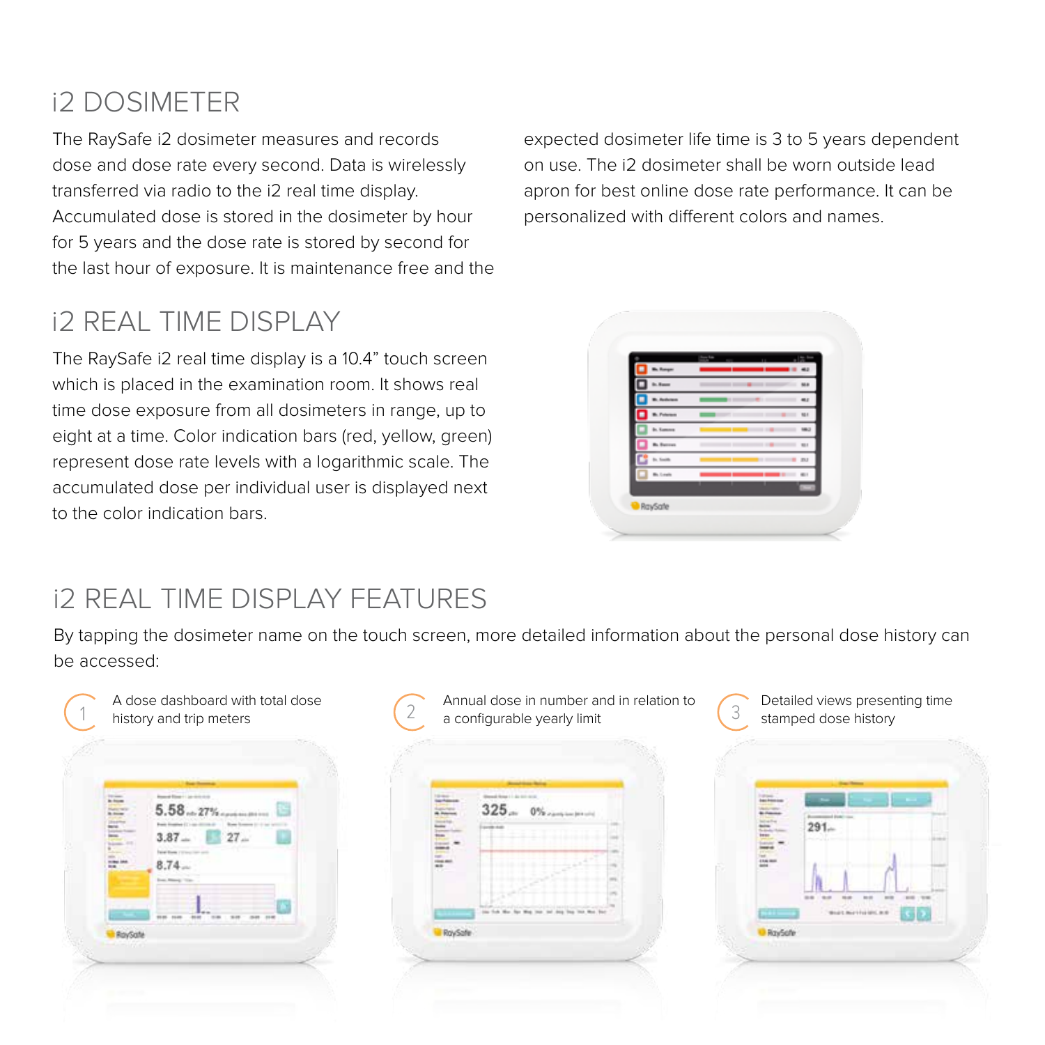## i2 DOSIMETER

The RaySafe i2 dosimeter measures and records dose and dose rate every second. Data is wirelessly transferred via radio to the i2 real time display. Accumulated dose is stored in the dosimeter by hour for 5 years and the dose rate is stored by second for the last hour of exposure. It is maintenance free and the expected dosimeter life time is 3 to 5 years dependent on use. The i2 dosimeter shall be worn outside lead apron for best online dose rate performance. It can be personalized with different colors and names.

## i2 REAL TIME DISPLAY

The RaySafe i2 real time display is a 10.4" touch screen which is placed in the examination room. It shows real time dose exposure from all dosimeters in range, up to eight at a time. Color indication bars (red, yellow, green) represent dose rate levels with a logarithmic scale. The accumulated dose per individual user is displayed next to the color indication bars.

## i2 REAL TIME DISPLAY FEATURES

By tapping the dosimeter name on the touch screen, more detailed information about the personal dose history can be accessed:

1. A dose dashboard with total dose history and trip meters
2. Annual dose in number and in relation to a configurable yearly limit
3. Detailed views presenting time stamped dose history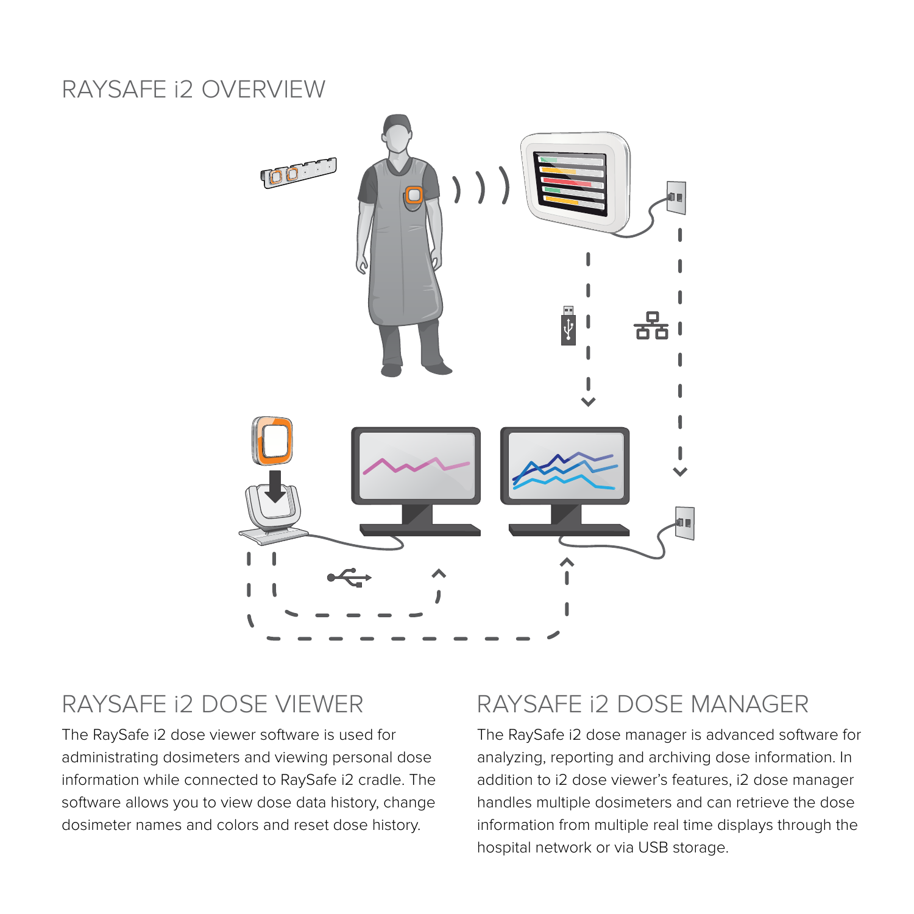# RAYSAFE i2 OVERVIEW

## RAYSAFE i2 DOSE VIEWER

The RaySafe i2 dose viewer software is used for administrating dosimeters and viewing personal dose information while connected to RaySafe i2 cradle. The software allows you to view dose data history, change dosimeter names and colors and reset dose history.

## RAYSAFE i2 DOSE MANAGER

The RaySafe i2 dose manager is advanced software for analyzing, reporting and archiving dose information. In addition to i2 dose viewer's features, i2 dose manager handles multiple dosimeters and can retrieve the dose information from multiple real time displays through the hospital network or via USB storage.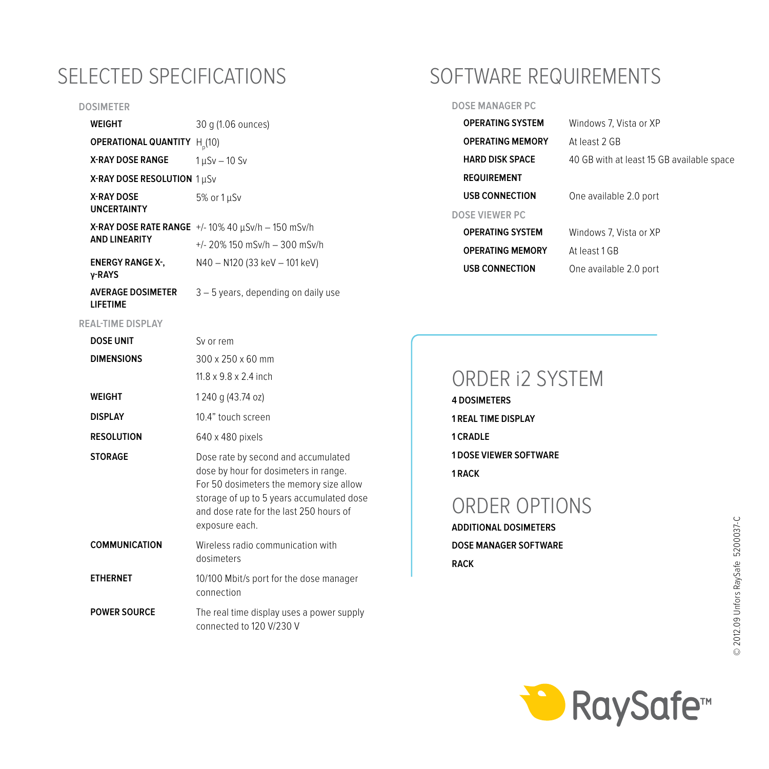# SELECTED SPECIFICATIONS

## DOSIMETER

| | |
|---|---|
| **WEIGHT** | 30 g (1.06 ounces) |
| **OPERATIONAL QUANTITY** | $H_p(10)$ |
| **X-RAY DOSE RANGE** | 1 µSv – 10 Sv |
| **X-RAY DOSE RESOLUTION** | 1 µSv |
| **X-RAY DOSE UNCERTAINTY** | 5% or 1 µSv |
| **X-RAY DOSE RATE RANGE AND LINEARITY** | +/- 10% 40 µSv/h – 150 mSv/h<br>+/- 20% 150 mSv/h – 300 mSv/h |
| **ENERGY RANGE X-, γ-RAYS** | N40 – N120 (33 keV – 101 keV) |
| **AVERAGE DOSIMETER LIFETIME** | 3 – 5 years, depending on daily use |

## REAL-TIME DISPLAY

| | |
|---|---|
| **DOSE UNIT** | Sv or rem |
| **DIMENSIONS** | 300 x 250 x 60 mm<br>11.8 x 9.8 x 2.4 inch |
| **WEIGHT** | 1 240 g (43.74 oz) |
| **DISPLAY** | 10.4" touch screen |
| **RESOLUTION** | 640 x 480 pixels |
| **STORAGE** | Dose rate by second and accumulated dose by hour for dosimeters in range. For 50 dosimeters the memory size allow storage of up to 5 years accumulated dose and dose rate for the last 250 hours of exposure each. |
| **COMMUNICATION** | Wireless radio communication with dosimeters |
| **ETHERNET** | 10/100 Mbit/s port for the dose manager connection |
| **POWER SOURCE** | The real time display uses a power supply connected to 120 V/230 V |

# SOFTWARE REQUIREMENTS

## DOSE MANAGER PC

| | |
|---|---|
| **OPERATING SYSTEM** | Windows 7, Vista or XP |
| **OPERATING MEMORY** | At least 2 GB |
| **HARD DISK SPACE REQUIREMENT** | 40 GB with at least 15 GB available space |
| **USB CONNECTION** | One available 2.0 port |

## DOSE VIEWER PC

| | |
|---|---|
| **OPERATING SYSTEM** | Windows 7, Vista or XP |
| **OPERATING MEMORY** | At least 1 GB |
| **USB CONNECTION** | One available 2.0 port |

# ORDER i2 SYSTEM

**4 DOSIMETERS**

**1 REAL TIME DISPLAY**

**1 CRADLE**

**1 DOSE VIEWER SOFTWARE**

**1 RACK**

# ORDER OPTIONS

**ADDITIONAL DOSIMETERS**

**DOSE MANAGER SOFTWARE**

**RACK**

© 2012.09 Unfors RaySafe 5200037-C

RaySafe™